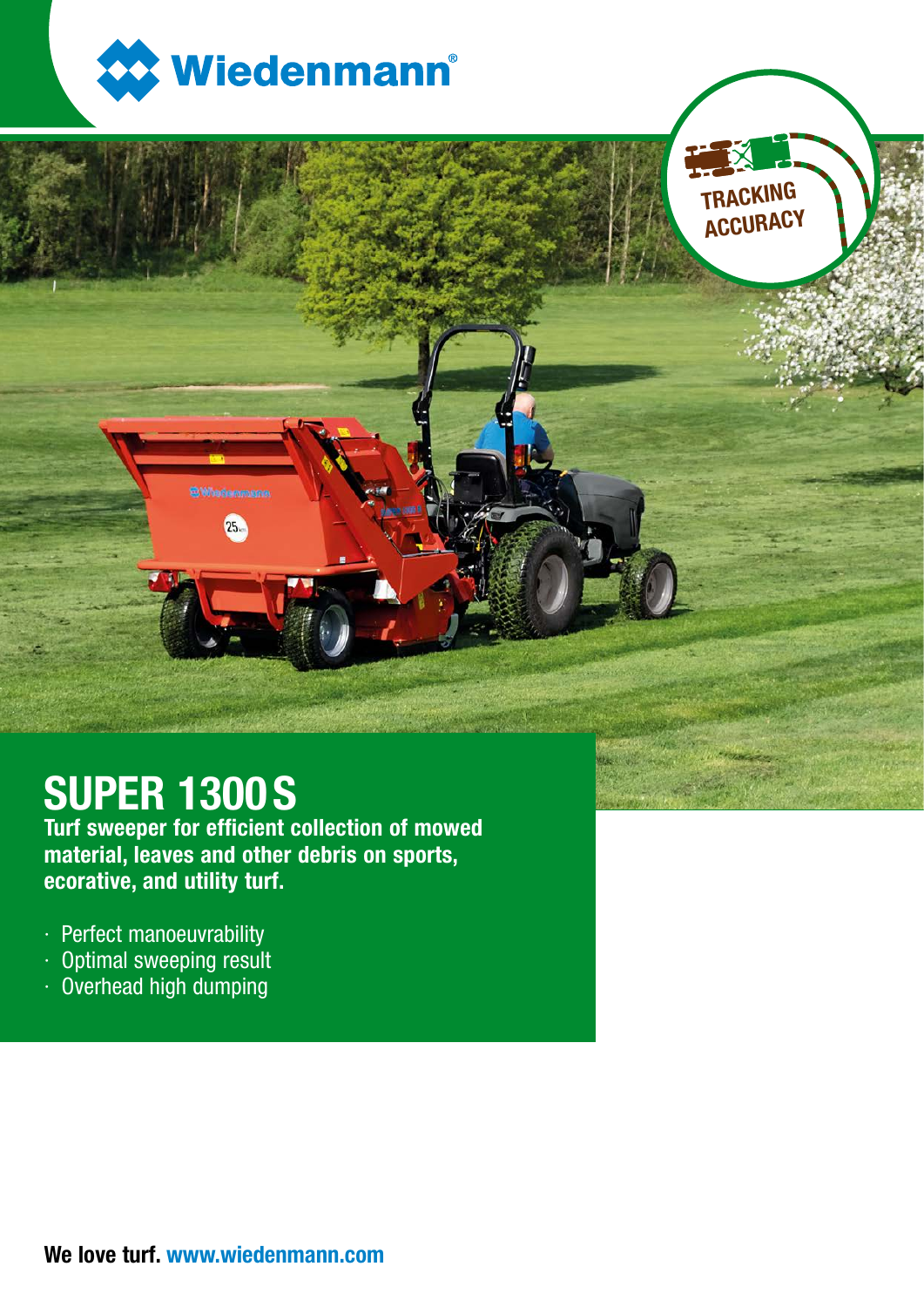Wiedenmann®

TRACKING ACCURACY

# SUPER 1300 S

**Turf sweeper for efficient collection of mowed material, leaves and other debris on sports, ecorative, and utility turf.**

- Perfect manoeuvrability
- Optimal sweeping result
- Overhead high dumping

**We love turf.** www.wiedenmann.com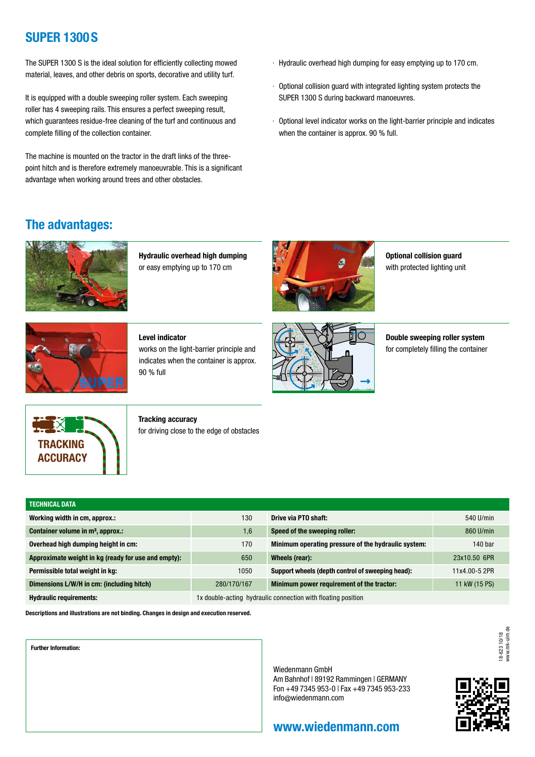# SUPER 1300 S

The SUPER 1300 S is the ideal solution for efficiently collecting mowed material, leaves, and other debris on sports, decorative and utility turf.

It is equipped with a double sweeping roller system. Each sweeping roller has 4 sweeping rails. This ensures a perfect sweeping result, which guarantees residue-free cleaning of the turf and continuous and complete filling of the collection container.

The machine is mounted on the tractor in the draft links of the three-point hitch and is therefore extremely manoeuvrable. This is a significant advantage when working around trees and other obstacles.

- Hydraulic overhead high dumping for easy emptying up to 170 cm.
- Optional collision guard with integrated lighting system protects the SUPER 1300 S during backward manoeuvres.
- Optional level indicator works on the light-barrier principle and indicates when the container is approx. 90 % full.

## The advantages:

**Hydraulic overhead high dumping**
or easy emptying up to 170 cm

**Optional collision guard**
with protected lighting unit

**Level indicator**
works on the light-barrier principle and indicates when the container is approx. 90 % full

**Double sweeping roller system**
for completely filling the container

TRACKING ACCURACY

**Tracking accuracy**
for driving close to the edge of obstacles

| TECHNICAL DATA | | | |
|---|---|---|---|
| **Working width in cm, approx.:** | 130 | **Drive via PTO shaft:** | 540 U/min |
| **Container volume in m³, approx.:** | 1,6 | **Speed of the sweeping roller:** | 860 U/min |
| **Overhead high dumping height in cm:** | 170 | **Minimum operating pressure of the hydraulic system:** | 140 bar |
| **Approximate weight in kg (ready for use and empty):** | 650 | **Wheels (rear):** | 23x10.50 6PR |
| **Permissible total weight in kg:** | 1050 | **Support wheels (depth control of sweeping head):** | 11x4.00-5 2PR |
| **Dimensions L/W/H in cm: (including hitch)** | 280/170/167 | **Minimum power requirement of the tractor:** | 11 kW (15 PS) |
| **Hydraulic requirements:** | 1x double-acting hydraulic connection with floating position | | |

**Descriptions and illustrations are not binding. Changes in design and execution reserved.**

**Further Information:**

Wiedenmann GmbH
Am Bahnhof | 89192 Rammingen | GERMANY
Fon +49 7345 953-0 | Fax +49 7345 953-233
info@wiedenmann.com

**www.wiedenmann.com**

18-623 10/18
www.mk-ulm.de